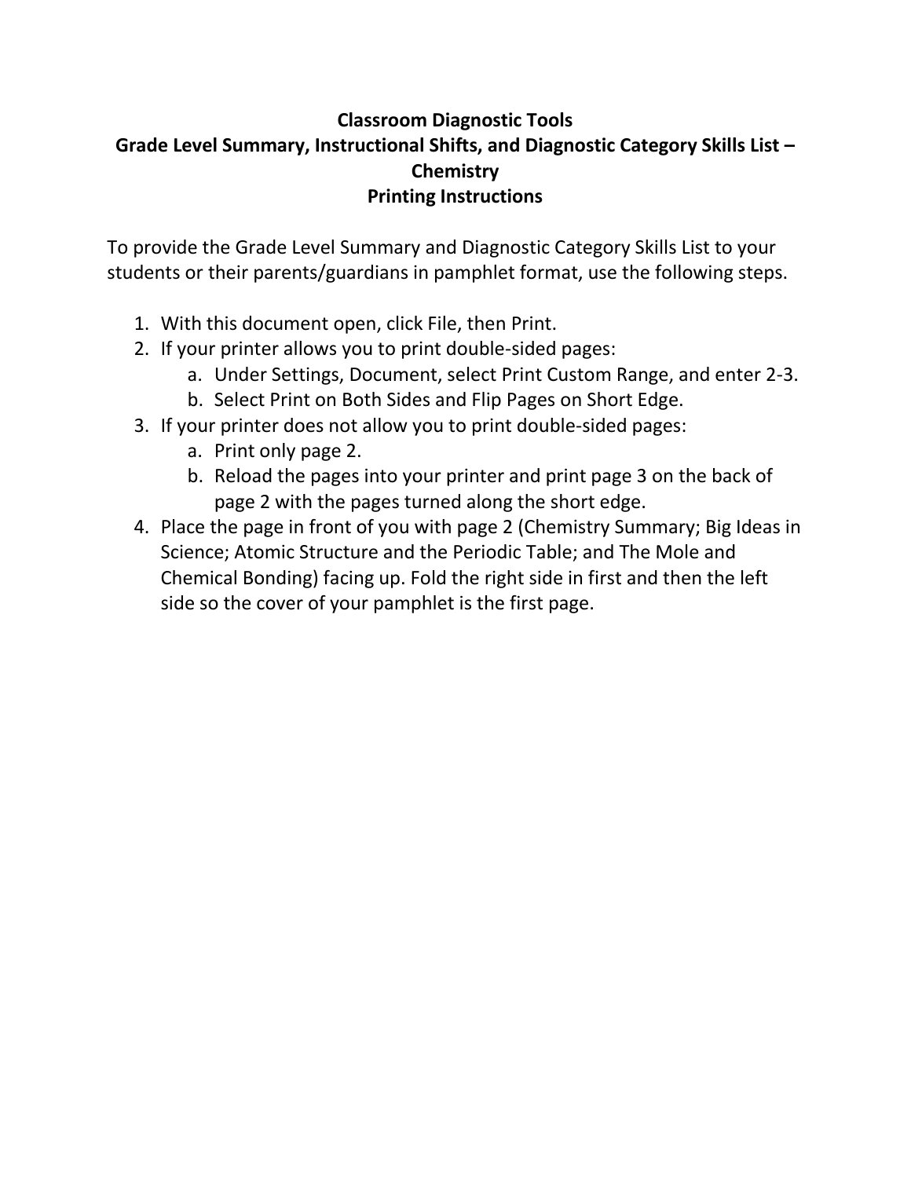# Classroom Diagnostic Tools

## Grade Level Summary, Instructional Shifts, and Diagnostic Category Skills List – Chemistry

## Printing Instructions

To provide the Grade Level Summary and Diagnostic Category Skills List to your students or their parents/guardians in pamphlet format, use the following steps.

1. With this document open, click File, then Print.
2. If your printer allows you to print double-sided pages:
   a. Under Settings, Document, select Print Custom Range, and enter 2-3.
   b. Select Print on Both Sides and Flip Pages on Short Edge.
3. If your printer does not allow you to print double-sided pages:
   a. Print only page 2.
   b. Reload the pages into your printer and print page 3 on the back of page 2 with the pages turned along the short edge.
4. Place the page in front of you with page 2 (Chemistry Summary; Big Ideas in Science; Atomic Structure and the Periodic Table; and The Mole and Chemical Bonding) facing up. Fold the right side in first and then the left side so the cover of your pamphlet is the first page.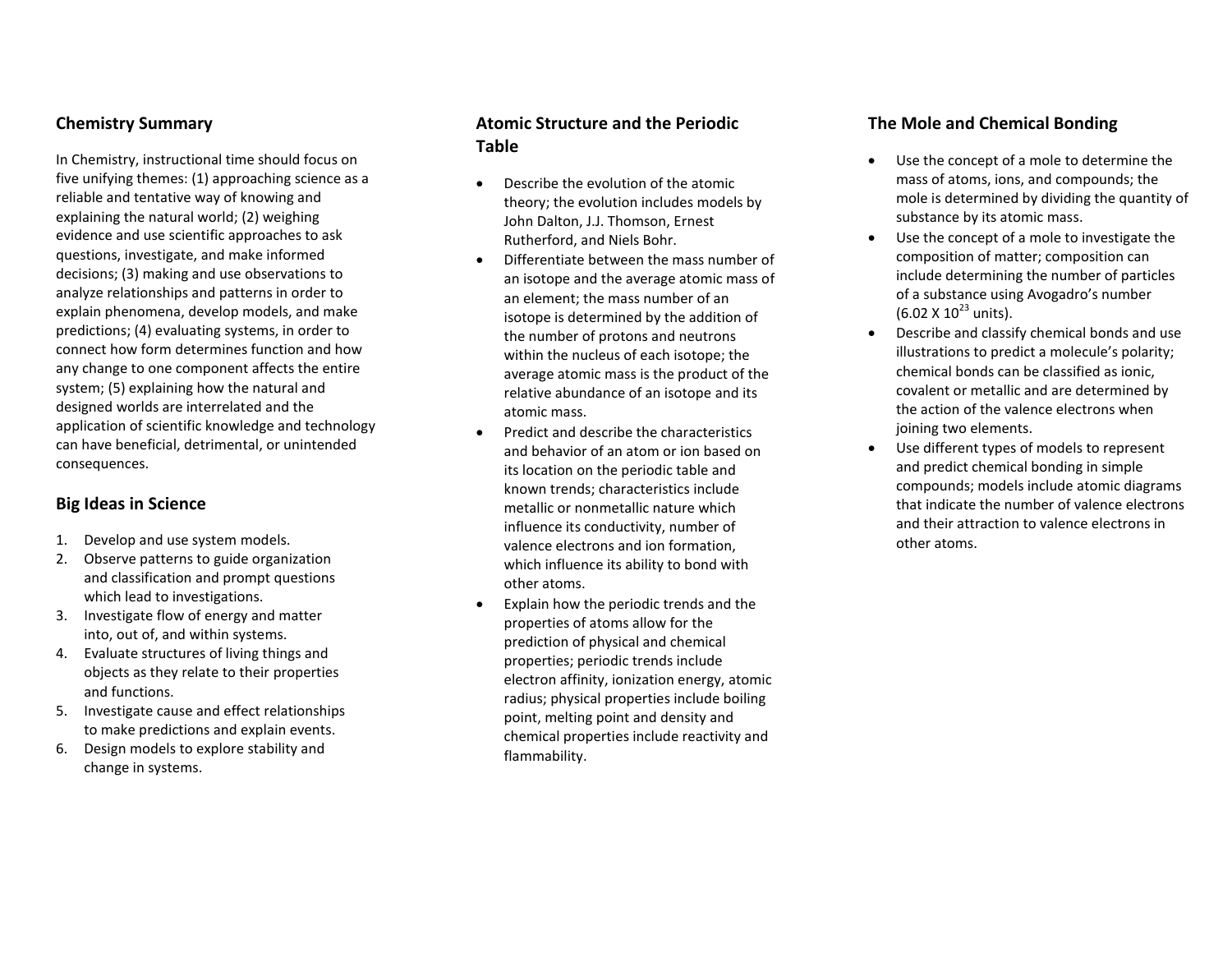## Chemistry Summary

In Chemistry, instructional time should focus on five unifying themes: (1) approaching science as a reliable and tentative way of knowing and explaining the natural world; (2) weighing evidence and use scientific approaches to ask questions, investigate, and make informed decisions; (3) making and use observations to analyze relationships and patterns in order to explain phenomena, develop models, and make predictions; (4) evaluating systems, in order to connect how form determines function and how any change to one component affects the entire system; (5) explaining how the natural and designed worlds are interrelated and the application of scientific knowledge and technology can have beneficial, detrimental, or unintended consequences.

## Big Ideas in Science

1. Develop and use system models.
2. Observe patterns to guide organization and classification and prompt questions which lead to investigations.
3. Investigate flow of energy and matter into, out of, and within systems.
4. Evaluate structures of living things and objects as they relate to their properties and functions.
5. Investigate cause and effect relationships to make predictions and explain events.
6. Design models to explore stability and change in systems.

## Atomic Structure and the Periodic Table

- Describe the evolution of the atomic theory; the evolution includes models by John Dalton, J.J. Thomson, Ernest Rutherford, and Niels Bohr.
- Differentiate between the mass number of an isotope and the average atomic mass of an element; the mass number of an isotope is determined by the addition of the number of protons and neutrons within the nucleus of each isotope; the average atomic mass is the product of the relative abundance of an isotope and its atomic mass.
- Predict and describe the characteristics and behavior of an atom or ion based on its location on the periodic table and known trends; characteristics include metallic or nonmetallic nature which influence its conductivity, number of valence electrons and ion formation, which influence its ability to bond with other atoms.
- Explain how the periodic trends and the properties of atoms allow for the prediction of physical and chemical properties; periodic trends include electron affinity, ionization energy, atomic radius; physical properties include boiling point, melting point and density and chemical properties include reactivity and flammability.

## The Mole and Chemical Bonding

- Use the concept of a mole to determine the mass of atoms, ions, and compounds; the mole is determined by dividing the quantity of substance by its atomic mass.
- Use the concept of a mole to investigate the composition of matter; composition can include determining the number of particles of a substance using Avogadro's number ($6.02 \times 10^{23}$ units).
- Describe and classify chemical bonds and use illustrations to predict a molecule's polarity; chemical bonds can be classified as ionic, covalent or metallic and are determined by the action of the valence electrons when joining two elements.
- Use different types of models to represent and predict chemical bonding in simple compounds; models include atomic diagrams that indicate the number of valence electrons and their attraction to valence electrons in other atoms.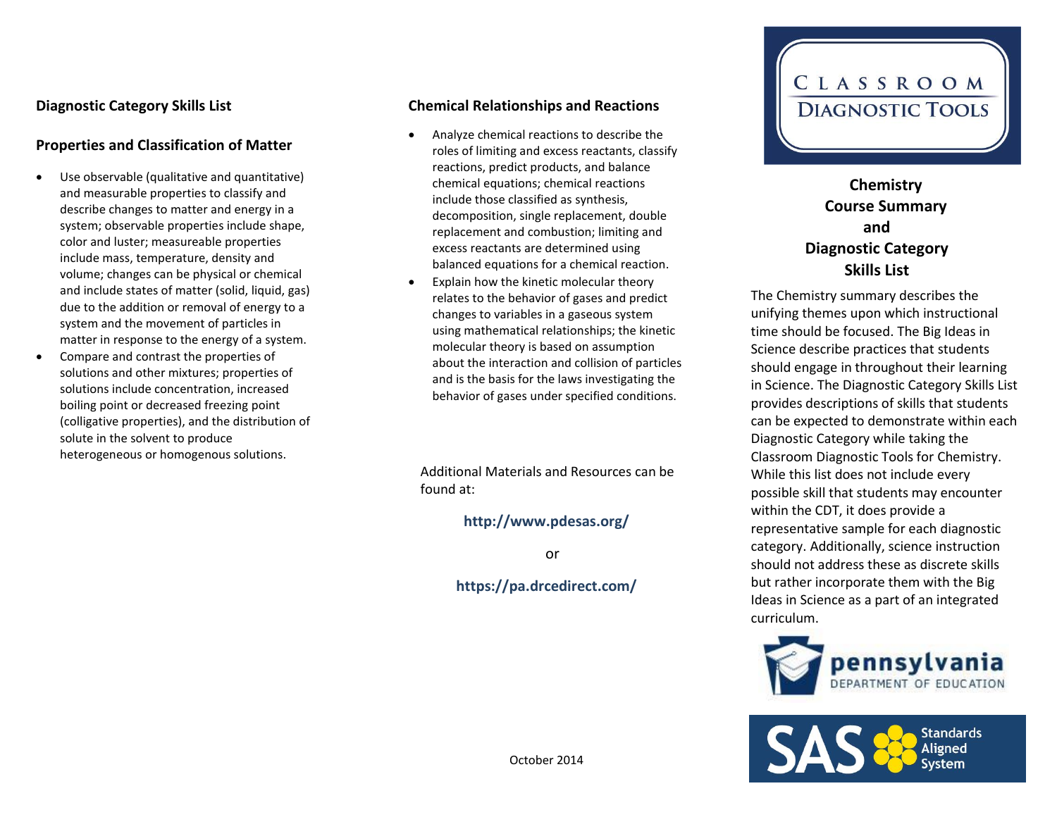## Diagnostic Category Skills List

### Properties and Classification of Matter

- Use observable (qualitative and quantitative) and measurable properties to classify and describe changes to matter and energy in a system; observable properties include shape, color and luster; measureable properties include mass, temperature, density and volume; changes can be physical or chemical and include states of matter (solid, liquid, gas) due to the addition or removal of energy to a system and the movement of particles in matter in response to the energy of a system.
- Compare and contrast the properties of solutions and other mixtures; properties of solutions include concentration, increased boiling point or decreased freezing point (colligative properties), and the distribution of solute in the solvent to produce heterogeneous or homogenous solutions.

### Chemical Relationships and Reactions

- Analyze chemical reactions to describe the roles of limiting and excess reactants, classify reactions, predict products, and balance chemical equations; chemical reactions include those classified as synthesis, decomposition, single replacement, double replacement and combustion; limiting and excess reactants are determined using balanced equations for a chemical reaction.
- Explain how the kinetic molecular theory relates to the behavior of gases and predict changes to variables in a gaseous system using mathematical relationships; the kinetic molecular theory is based on assumption about the interaction and collision of particles and is the basis for the laws investigating the behavior of gases under specified conditions.

Additional Materials and Resources can be found at:

**http://www.pdesas.org/**

or

**https://pa.drcedirect.com/**

October 2014

CLASSROOM DIAGNOSTIC TOOLS

# Chemistry Course Summary and Diagnostic Category Skills List

The Chemistry summary describes the unifying themes upon which instructional time should be focused. The Big Ideas in Science describe practices that students should engage in throughout their learning in Science. The Diagnostic Category Skills List provides descriptions of skills that students can be expected to demonstrate within each Diagnostic Category while taking the Classroom Diagnostic Tools for Chemistry. While this list does not include every possible skill that students may encounter within the CDT, it does provide a representative sample for each diagnostic category. Additionally, science instruction should not address these as discrete skills but rather incorporate them with the Big Ideas in Science as a part of an integrated curriculum.

pennsylvania DEPARTMENT OF EDUCATION

SAS Standards Aligned System